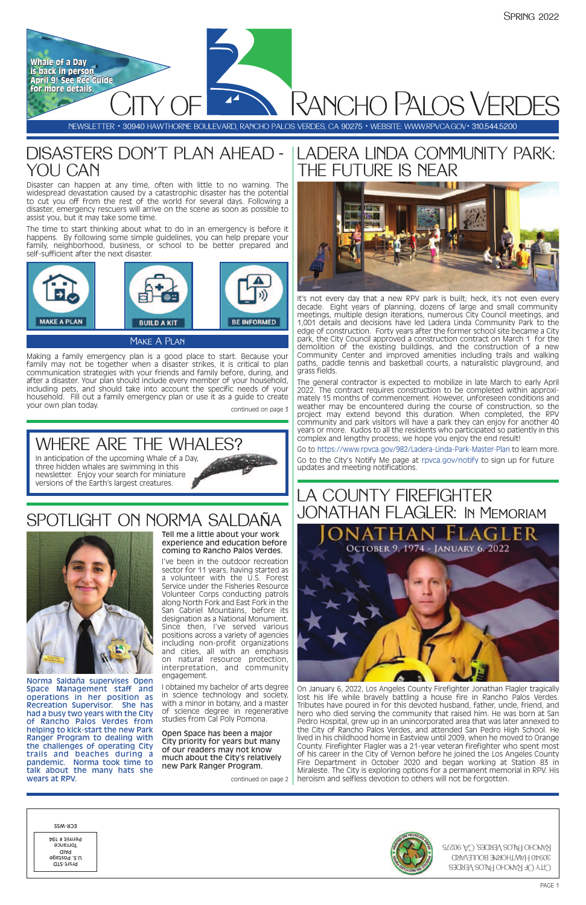Spring 2022

Whale of a Day is back in person April 9! See Rec Guide for more details.

# City of Rancho Palos Verdes

NEWSLETTER • 30940 HAWTHORNE BOULEVARD, RANCHO PALOS VERDES, CA 90275 • WEBSITE: WWW.RPVCA.GOV• 310.544.5200

## DISASTERS DON'T PLAN AHEAD - YOU CAN

Disaster can happen at any time, often with little to no warning. The widespread devastation caused by a catastrophic disaster has the potential to cut you off from the rest of the world for several days. Following a disaster, emergency rescuers will arrive on the scene as soon as possible to assist you, but it may take some time.

The time to start thinking about what to do in an emergency is before it happens. By following some simple guidelines, you can help prepare your family, neighborhood, business, or school to be better prepared and self-sufficient after the next disaster.

MAKE A PLAN | BUILD A KIT | BE INFORMED

### Make A Plan

Making a family emergency plan is a good place to start. Because your family may not be together when a disaster strikes, it is critical to plan communication strategies with your friends and family before, during, and after a disaster. Your plan should include every member of your household, including pets, and should take into account the specific needs of your household. Fill out a family emergency plan or use it as a guide to create your own plan today.

continued on page 3

## WHERE ARE THE WHALES?

In anticipation of the upcoming Whale of a Day, three hidden whales are swimming in this newsletter. Enjoy your search for miniature versions of the Earth's largest creatures.

## SPOTLIGHT ON NORMA SALDAÑA

Norma Saldaña supervises Open Space Management staff and operations in her position as Recreation Supervisor. She has had a busy two years with the City of Rancho Palos Verdes from helping to kick-start the new Park Ranger Program to dealing with the challenges of operating City trails and beaches during a pandemic. Norma took time to talk about the many hats she wears at RPV.

**Tell me a little about your work experience and education before coming to Rancho Palos Verdes.**

I've been in the outdoor recreation sector for 11 years, having started as a volunteer with the U.S. Forest Service under the Fisheries Resource Volunteer Corps conducting patrols along North Fork and East Fork in the San Gabriel Mountains, before its designation as a National Monument. Since then, I've served various positions across a variety of agencies including non-profit organizations and cities, all with an emphasis on natural resource protection, interpretation, and community engagement.

I obtained my bachelor of arts degree in science technology and society, with a minor in botany, and a master of science degree in regenerative studies from Cal Poly Pomona.

**Open Space has been a major City priority for years but many of our readers may not know much about the City's relatively new Park Ranger Program.**

continued on page 2

## LADERA LINDA COMMUNITY PARK: THE FUTURE IS NEAR

It's not every day that a new RPV park is built; heck, it's not even every decade. Eight years of planning, dozens of large and small community meetings, multiple design iterations, numerous City Council meetings, and 1,001 details and decisions have led Ladera Linda Community Park to the edge of construction. Forty years after the former school site became a City park, the City Council approved a construction contract on March 1 for the demolition of the existing buildings, and the construction of a new Community Center and improved amenities including trails and walking paths, paddle tennis and basketball courts, a naturalistic playground, and grass fields.

The general contractor is expected to mobilize in late March to early April 2022. The contract requires construction to be completed within approximately 15 months of commencement. However, unforeseen conditions and weather may be encountered during the course of construction, so the project may extend beyond this duration. When completed, the RPV community and park visitors will have a park they can enjoy for another 40 years or more. Kudos to all the residents who participated so patiently in this complex and lengthy process; we hope you enjoy the end result!

Go to https://www.rpvca.gov/982/Ladera-Linda-Park-Master-Plan to learn more.

Go to the City's Notify Me page at rpvca.gov/notify to sign up for future updates and meeting notifications.

## LA COUNTY FIREFIGHTER JONATHAN FLAGLER: In Memoriam

JONATHAN FLAGLER
OCTOBER 9, 1974 - JANUARY 6, 2022

On January 6, 2022, Los Angeles County Firefighter Jonathan Flagler tragically lost his life while bravely battling a house fire in Rancho Palos Verdes. Tributes have poured in for this devoted husband, father, uncle, friend, and hero who died serving the community that raised him. He was born at San Pedro Hospital, grew up in an unincorporated area that was later annexed to the City of Rancho Palos Verdes, and attended San Pedro High School. He lived in his childhood home in Eastview until 2009, when he moved to Orange County. Firefighter Flagler was a 21-year veteran firefighter who spent most of his career in the City of Vernon before he joined the Los Angeles County Fire Department in October 2020 and began working at Station 83 in Miraleste. The City is exploring options for a permanent memorial in RPV. His heroism and selfless devotion to others will not be forgotten.

City of Rancho Palos Verdes
30940 Hawthorne Boulevard
Rancho Palos Verdes, CA 90275

Prsrt-STD
U.S. Postage
PAID
Torrance
Permit # 194

ECR-SSS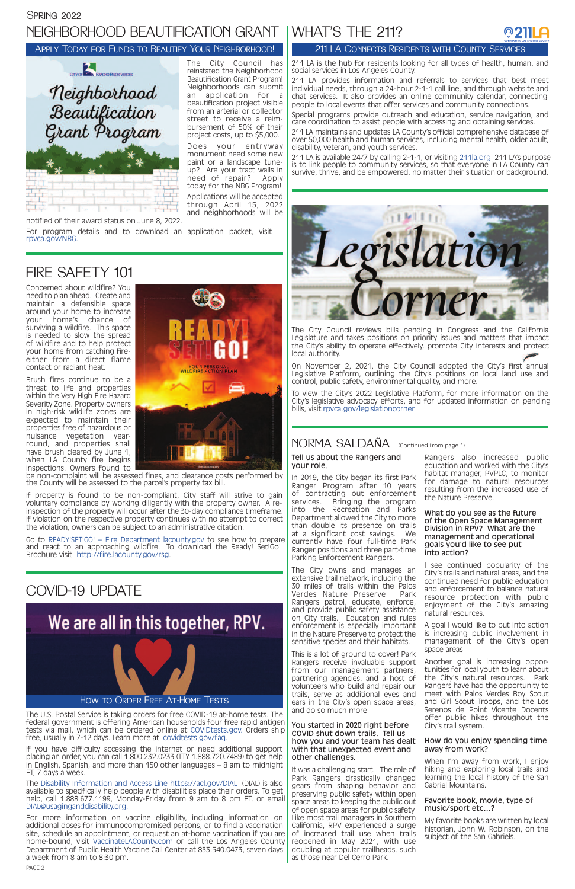Spring 2022

# NEIGHBORHOOD BEAUTIFICATION GRANT

## Apply Today for Funds to Beautify Your Neighborhood!

The City Council has reinstated the Neighborhood Beautification Grant Program! Neighborhoods can submit an application for a beautification project visible from an arterial or collector street to receive a reimbursement of 50% of their project costs, up to $5,000.

Does your entryway monument need some new paint or a landscape tune-up? Are your tract walls in need of repair? Apply today for the NBG Program!

Applications will be accepted through April 15, 2022 and neighborhoods will be notified of their award status on June 8, 2022.

For program details and to download an application packet, visit rpvca.gov/NBG.

# FIRE SAFETY 101

Concerned about wildfire? You need to plan ahead. Create and maintain a defensible space around your home to increase your home's chance of surviving a wildfire. This space is needed to slow the spread of wildfire and to help protect your home from catching fire-either from a direct flame contact or radiant heat.

Brush fires continue to be a threat to life and properties within the Very High Fire Hazard Severity Zone. Property owners in high-risk wildlife zones are expected to maintain their properties free of hazardous or nuisance vegetation year-round, and properties shall have brush cleared by June 1, when LA County fire begins inspections. Owners found to be non-complaint will be assessed fines, and clearance costs performed by the County will be assessed to the parcel's property tax bill.

If property is found to be non-compliant, City staff will strive to gain voluntary compliance by working diligently with the property owner. A re-inspection of the property will occur after the 30-day compliance timeframe. If violation on the respective property continues with no attempt to correct the violation, owners can be subject to an administrative citation.

Go to READY!SET!GO! – Fire Department lacounty.gov to see how to prepare and react to an approaching wildfire. To download the Ready! Set!Go! Brochure visit http://fire.lacounty.gov/rsg.

# COVID-19 UPDATE

## We are all in this together, RPV.

## How to Order Free At-Home Tests

The U.S. Postal Service is taking orders for free COVID-19 at-home tests. The federal government is offering American households four free rapid antigen tests via mail, which can be ordered online at COVIDtests.gov. Orders ship free, usually in 7-12 days. Learn more at: covidtests.gov/faq.

If you have difficulty accessing the internet or need additional support placing an order, you can call 1.800.232.0233 (TTY 1.888.720.7489) to get help in English, Spanish, and more than 150 other languages – 8 am to midnight ET, 7 days a week.

The Disability Information and Access Line https://acl.gov/DIAL (DIAL) is also available to specifically help people with disabilities place their orders. To get help, call 1.888.677.1199, Monday-Friday from 9 am to 8 pm ET, or email DIAL@usagingandisability.org.

For more information on vaccine eligibility, including information on additional doses for immunocompromised persons, or to find a vaccination site, schedule an appointment, or request an at-home vaccination if you are home-bound, visit VaccinateLACounty.com or call the Los Angeles County Department of Public Health Vaccine Call Center at 833.540.0473, seven days a week from 8 am to 8:30 pm.

# WHAT'S THE 211?

## 211 LA Connects Residents with County Services

211 LA is the hub for residents looking for all types of health, human, and social services in Los Angeles County.

211 LA provides information and referrals to services that best meet individual needs, through a 24-hour 2-1-1 call line, and through website and chat services. It also provides an online community calendar, connecting people to local events that offer services and community connections.

Special programs provide outreach and education, service navigation, and care coordination to assist people with accessing and obtaining services.

211 LA maintains and updates LA County's official comprehensive database of over 50,000 health and human services, including mental health, older adult, disability, veteran, and youth services.

211 LA is available 24/7 by calling 2-1-1, or visiting 211la.org. 211 LA's purpose is to link people to community services, so that everyone in LA County can survive, thrive, and be empowered, no matter their situation or background.

# Legislation Corner

The City Council reviews bills pending in Congress and the California Legislature and takes positions on priority issues and matters that impact the City's ability to operate effectively, promote City interests and protect local authority.

On November 2, 2021, the City Council adopted the City's first annual Legislative Platform, outlining the City's positions on local land use and control, public safety, environmental quality, and more.

To view the City's 2022 Legislative Platform, for more information on the City's legislative advocacy efforts, and for updated information on pending bills, visit rpvca.gov/legislationcorner.

# NORMA SALDAÑA (Continued from page 1)

**Tell us about the Rangers and your role.**

In 2019, the City began its first Park Ranger Program after 10 years of contracting out enforcement services. Bringing the program into the Recreation and Parks Department allowed the City to more than double its presence on trails at a significant cost savings. We currently have four full-time Park Ranger positions and three part-time Parking Enforcement Rangers.

The City owns and manages an extensive trail network, including the 30 miles of trails within the Palos Verdes Nature Preserve. Park Rangers patrol, educate, enforce, and provide public safety assistance on City trails. Education and rules enforcement is especially important in the Nature Preserve to protect the sensitive species and their habitats.

This is a lot of ground to cover! Park Rangers receive invaluable support from our management partners, partnering agencies, and a host of volunteers who build and repair our trails, serve as additional eyes and ears in the City's open space areas, and do so much more.

**You started in 2020 right before COVID shut down trails. Tell us how you and your team has dealt with that unexpected event and other challenges.**

It was a challenging start. The role of Park Rangers drastically changed gears from shaping behavior and preserving public safety within open space areas to keeping the public out of open space areas for public safety. Like most trail managers in Southern California, RPV experienced a surge of increased trail use when trails reopened in May 2021, with use doubling at popular trailheads, such as those near Del Cerro Park.

Rangers also increased public education and worked with the City's habitat manager, PVPLC, to monitor for damage to natural resources resulting from the increased use of the Nature Preserve.

**What do you see as the future of the Open Space Management Division in RPV? What are the management and operational goals you'd like to see put into action?**

I see continued popularity of the City's trails and natural areas, and the continued need for public education and enforcement to balance natural resource protection with public enjoyment of the City's amazing natural resources.

A goal I would like to put into action is increasing public involvement in management of the City's open space areas.

Another goal is increasing opportunities for local youth to learn about the City's natural resources. Park Rangers have had the opportunity to meet with Palos Verdes Boy Scout and Girl Scout Troops, and the Los Serenos de Point Vicente Docents offer public hikes throughout the City's trail system.

**How do you enjoy spending time away from work?**

When I'm away from work, I enjoy hiking and exploring local trails and learning the local history of the San Gabriel Mountains.

**Favorite book, movie, type of music/sport etc...?**

My favorite books are written by local historian, John W. Robinson, on the subject of the San Gabriels.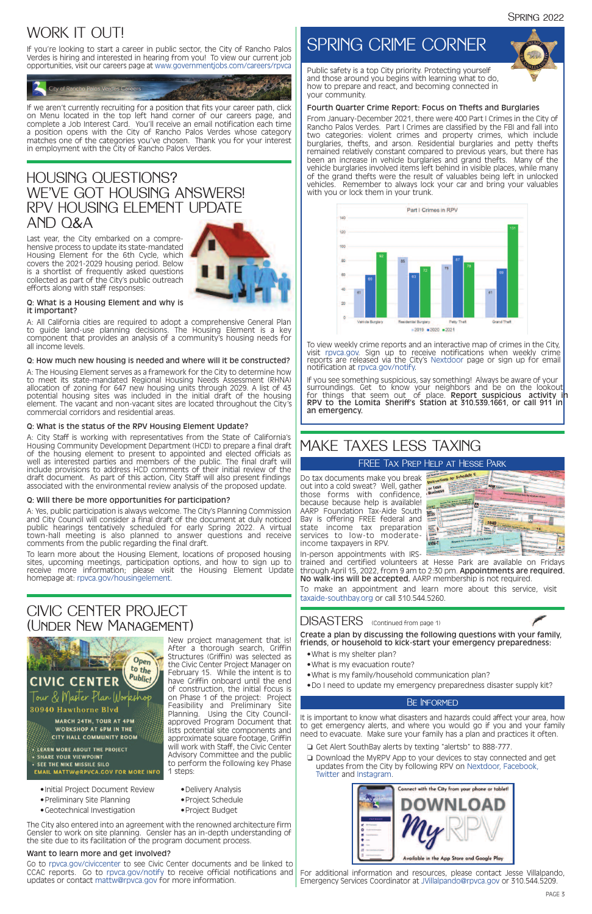# WORK IT OUT!

If you're looking to start a career in public sector, the City of Rancho Palos Verdes is hiring and interested in hearing from you! To view our current job opportunities, visit our careers page at www.governmentjobs.com/careers/rpvca

City of Rancho Palos Verdes Careers

If we aren't currently recruiting for a position that fits your career path, click on Menu located in the top left hand corner of our careers page, and complete a Job Interest Card. You'll receive an email notification each time a position opens with the City of Rancho Palos Verdes whose category matches one of the categories you've chosen. Thank you for your interest in employment with the City of Rancho Palos Verdes.

# HOUSING QUESTIONS? WE'VE GOT HOUSING ANSWERS! RPV HOUSING ELEMENT UPDATE AND Q&A

Last year, the City embarked on a comprehensive process to update its state-mandated Housing Element for the 6th Cycle, which covers the 2021-2029 housing period. Below is a shortlist of frequently asked questions collected as part of the City's public outreach efforts along with staff responses:

**Q: What is a Housing Element and why is it important?**

A: All California cities are required to adopt a comprehensive General Plan to guide land-use planning decisions. The Housing Element is a key component that provides an analysis of a community's housing needs for all income levels.

**Q: How much new housing is needed and where will it be constructed?**

A: The Housing Element serves as a framework for the City to determine how to meet its state-mandated Regional Housing Needs Assessment (RHNA) allocation of zoning for 647 new housing units through 2029. A list of 43 potential housing sites was included in the initial draft of the housing element. The vacant and non-vacant sites are located throughout the City's commercial corridors and residential areas.

**Q: What is the status of the RPV Housing Element Update?**

A: City Staff is working with representatives from the State of California's Housing Community Development Department (HCD) to prepare a final draft of the housing element to present to appointed and elected officials as well as interested parties and members of the public. The final draft will include provisions to address HCD comments of their initial review of the draft document. As part of this action, City Staff will also present findings associated with the environmental review analysis of the proposed update.

**Q: Will there be more opportunities for participation?**

A: Yes, public participation is always welcome. The City's Planning Commission and City Council will consider a final draft of the document at duly noticed public hearings tentatively scheduled for early Spring 2022. A virtual town-hall meeting is also planned to answer questions and receive comments from the public regarding the final draft.

To learn more about the Housing Element, locations of proposed housing sites, upcoming meetings, participation options, and how to sign up to receive more information; please visit the Housing Element Update homepage at: rpvca.gov/housingelement.

# CIVIC CENTER PROJECT (UNDER NEW MANAGEMENT)

Open to the Public!

CIVIC CENTER
Tour & Master Plan Workshop
30940 Hawthorne Blvd
MARCH 24TH, TOUR AT 4PM
WORKSHOP AT 6PM IN THE CITY HALL COMMUNITY ROOM
• LEARN MORE ABOUT THE PROJECT
• SHARE YOUR VIEWPOINT
• SEE THE NIKE MISSILE SILO
EMAIL MATTW@RPVCA.GOV FOR MORE INFO

New project management that is! After a thorough search, Griffin Structures (Griffin) was selected as the Civic Center Project Manager on February 15. While the intent is to have Griffin onboard until the end of construction, the initial focus is on Phase 1 of the project: Project Feasibility and Preliminary Site Planning. Using the City Council-approved Program Document that lists potential site components and approximate square footage, Griffin will work with Staff, the Civic Center Advisory Committee and the public to perform the following key Phase 1 steps:

- Initial Project Document Review
- Preliminary Site Planning
- Geotechnical Investigation
- Delivery Analysis
- Project Schedule
- Project Budget

The City also entered into an agreement with the renowned architecture firm Gensler to work on site planning. Gensler has an in-depth understanding of the site due to its facilitation of the program document process.

**Want to learn more and get involved?**

Go to rpvca.gov/civiccenter to see Civic Center documents and be linked to CCAC reports. Go to rpvca.gov/notify to receive official notifications and updates or contact mattw@rpvca.gov for more information.

# SPRING CRIME CORNER

Public safety is a top City priority. Protecting yourself and those around you begins with learning what to do, how to prepare and react, and becoming connected in your community.

**Fourth Quarter Crime Report: Focus on Thefts and Burglaries**

From January-December 2021, there were 400 Part I Crimes in the City of Rancho Palos Verdes. Part I Crimes are classified by the FBI and fall into two categories: violent crimes and property crimes, which include burglaries, thefts, and arson. Residential burglaries and petty thefts remained relatively constant compared to previous years, but there has been an increase in vehicle burglaries and grand thefts. Many of the vehicle burglaries involved items left behind in visible places, while many of the grand thefts were the result of valuables being left in unlocked vehicles. Remember to always lock your car and bring your valuables with you or lock them in your trunk.

Part I Crimes in RPV

0 20 40 60 80 100 120 140

Vehicle Burglary: 41, 60, 92
Residential Burglary: 85, 63, 72
Petty Theft: 75, 87, 78
Grand Theft: 41, 69, 131

2019 2020 2021

To view weekly crime reports and an interactive map of crimes in the City, visit rpvca.gov. Sign up to receive notifications when weekly crime reports are released via the City's Nextdoor page or sign up for email notification at rpvca.gov/notify.

If you see something suspicious, say something! Always be aware of your surroundings. Get to know your neighbors and be on the lookout for things that seem out of place. **Report suspicious activity in RPV to the Lomita Sheriff's Station at 310.539.1661, or call 911 in an emergency.**

# MAKE TAXES LESS TAXING

## FREE TAX PREP HELP AT HESSE PARK

Do tax documents make you break out into a cold sweat? Well, gather those forms with confidence, because help is available! AARP Foundation Tax-Aide South Bay is offering FREE federal and state income tax preparation services to low-to moderate-income taxpayers in RPV.

In-person appointments with IRS-trained and certified volunteers at Hesse Park are available on Fridays through April 15, 2022, from 9 am to 2:30 pm. **Appointments are required. No walk-ins will be accepted.** AARP membership is not required.

To make an appointment and learn more about this service, visit taxaide-southbay.org or call 310.544.5260.

# DISASTERS (Continued from page 1)

**Create a plan by discussing the following questions with your family, friends, or household to kick-start your emergency preparedness:**

- What is my shelter plan?
- What is my evacuation route?
- What is my family/household communication plan?
- Do I need to update my emergency preparedness disaster supply kit?

## BE INFORMED

It is important to know what disasters and hazards could affect your area, how to get emergency alerts, and where you would go if you and your family need to evacuate. Make sure your family has a plan and practices it often.

- ❏ Get Alert SouthBay alerts by texting "alertsb" to 888-777.
- ❏ Download the MyRPV App to your devices to stay connected and get updates from the City by following RPV on Nextdoor, Facebook, Twitter and Instagram.

Connect with the City from your phone or tablet!
DOWNLOAD MyRPV
Available in the App Store and Google Play

For additional information and resources, please contact Jesse Villalpando, Emergency Services Coordinator at JVillalpando@rpvca.gov or 310.544.5209.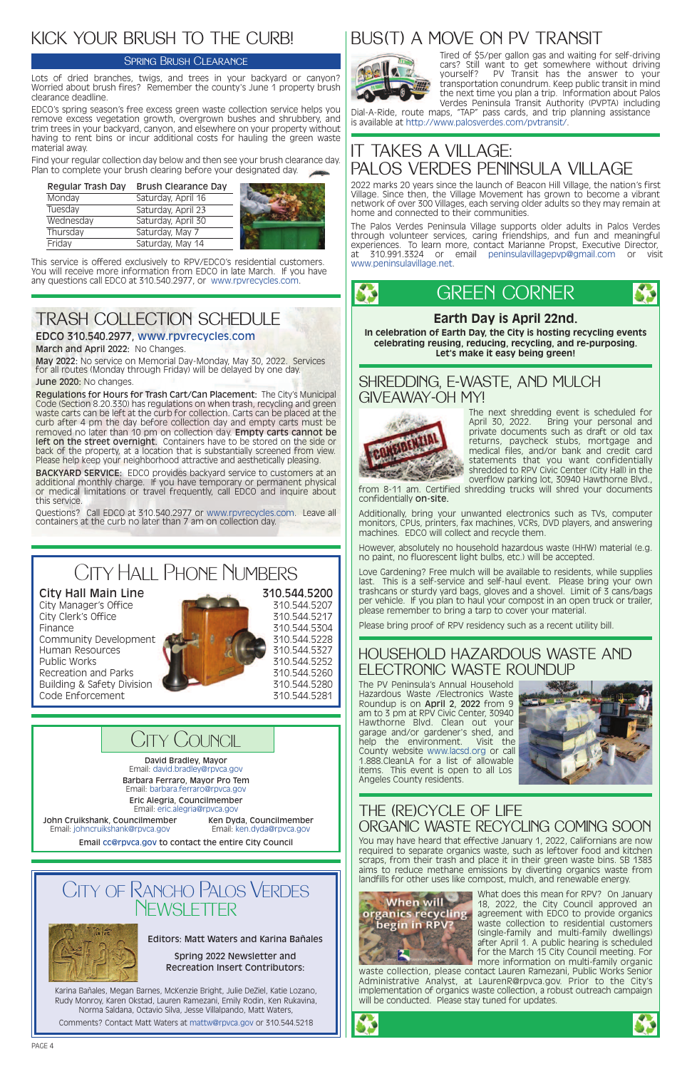# KICK YOUR BRUSH TO THE CURB!

## Spring Brush Clearance

Lots of dried branches, twigs, and trees in your backyard or canyon? Worried about brush fires? Remember the county's June 1 property brush clearance deadline.

EDCO's spring season's free excess green waste collection service helps you remove excess vegetation growth, overgrown bushes and shrubbery, and trim trees in your backyard, canyon, and elsewhere on your property without having to rent bins or incur additional costs for hauling the green waste material away.

Find your regular collection day below and then see your brush clearance day. Plan to complete your brush clearing before your designated day.

| Regular Trash Day | Brush Clearance Day |
|---|---|
| Monday | Saturday, April 16 |
| Tuesday | Saturday, April 23 |
| Wednesday | Saturday, April 30 |
| Thursday | Saturday, May 7 |
| Friday | Saturday, May 14 |

This service is offered exclusively to RPV/EDCO's residential customers. You will receive more information from EDCO in late March. If you have any questions call EDCO at 310.540.2977, or www.rpvrecycles.com.

# TRASH COLLECTION SCHEDULE

**EDCO 310.540.2977, www.rpvrecycles.com**

**March and April 2022:** No Changes.

**May 2022:** No service on Memorial Day-Monday, May 30, 2022. Services for all routes (Monday through Friday) will be delayed by one day.

**June 2020:** No changes.

**Regulations for Hours for Trash Cart/Can Placement:** The City's Municipal Code (Section 8.20.330) has regulations on when trash, recycling and green waste carts can be left at the curb for collection. Carts can be placed at the curb after 4 pm the day before collection day and empty carts must be removed no later than 10 pm on collection day. **Empty carts cannot be left on the street overnight.** Containers have to be stored on the side or back of the property, at a location that is substantially screened from view. Please help keep your neighborhood attractive and aesthetically pleasing.

**BACKYARD SERVICE:** EDCO provides backyard service to customers at an additional monthly charge. If you have temporary or permanent physical or medical limitations or travel frequently, call EDCO and inquire about this service.

Questions? Call EDCO at 310.540.2977 or www.rpvrecycles.com. Leave all containers at the curb no later than 7 am on collection day.

# CITY HALL PHONE NUMBERS

| | |
|---|---|
| **City Hall Main Line** | **310.544.5200** |
| City Manager's Office | 310.544.5207 |
| City Clerk's Office | 310.544.5217 |
| Finance | 310.544.5304 |
| Community Development | 310.544.5228 |
| Human Resources | 310.544.5327 |
| Public Works | 310.544.5252 |
| Recreation and Parks | 310.544.5260 |
| Building & Safety Division | 310.544.5280 |
| Code Enforcement | 310.544.5281 |

# CITY COUNCIL

**David Bradley, Mayor**
Email: david.bradley@rpvca.gov

**Barbara Ferraro, Mayor Pro Tem**
Email: barbara.ferraro@rpvca.gov

**Eric Alegria, Councilmember**
Email: eric.alegria@rpvca.gov

**John Cruikshank, Councilmember**
Email: johncruikshank@rpvca.gov

**Ken Dyda, Councilmember**
Email: ken.dyda@rpvca.gov

**Email cc@rpvca.gov to contact the entire City Council**

# CITY OF RANCHO PALOS VERDES NEWSLETTER

**Editors: Matt Waters and Karina Bañales**

**Spring 2022 Newsletter and Recreation Insert Contributors:**

Karina Bañales, Megan Barnes, McKenzie Bright, Julie DeZiel, Katie Lozano, Rudy Monroy, Karen Okstad, Lauren Ramezani, Emily Rodin, Ken Rukavina, Norma Saldana, Octavio Silva, Jesse Villalpando, Matt Waters,

Comments? Contact Matt Waters at mattw@rpvca.gov or 310.544.5218

# BUS(T) A MOVE ON PV TRANSIT

Tired of $5/per gallon gas and waiting for self-driving cars? Still want to get somewhere without driving yourself? PV Transit has the answer to your transportation conundrum. Keep public transit in mind the next time you plan a trip. Information about Palos Verdes Peninsula Transit Authority (PVPTA) including Dial-A-Ride, route maps, "TAP" pass cards, and trip planning assistance is available at http://www.palosverdes.com/pvtransit/.

# IT TAKES A VILLAGE: PALOS VERDES PENINSULA VILLAGE

2022 marks 20 years since the launch of Beacon Hill Village, the nation's first Village. Since then, the Village Movement has grown to become a vibrant network of over 300 Villages, each serving older adults so they may remain at home and connected to their communities.

The Palos Verdes Peninsula Village supports older adults in Palos Verdes through volunteer services, caring friendships, and fun and meaningful experiences. To learn more, contact Marianne Propst, Executive Director, at 310.991.3324 or email peninsulavillagepvp@gmail.com or visit www.peninsulavillage.net.

# GREEN CORNER

**Earth Day is April 22nd.**

**In celebration of Earth Day, the City is hosting recycling events celebrating reusing, reducing, recycling, and re-purposing. Let's make it easy being green!**

## SHREDDING, E-WASTE, AND MULCH GIVEAWAY-OH MY!

The next shredding event is scheduled for April 30, 2022. Bring your personal and private documents such as draft or old tax returns, paycheck stubs, mortgage and medical files, and/or bank and credit card statements that you want confidentially shredded to RPV Civic Center (City Hall) in the overflow parking lot, 30940 Hawthorne Blvd., from 8-11 am. Certified shredding trucks will shred your documents confidentially **on-site.**

Additionally, bring your unwanted electronics such as TVs, computer CPUs, printers, fax machines, VCRs, DVD players, and answering machines. EDCO will collect and recycle them.

However, absolutely no household hazardous waste (HHW) material (e.g. no paint, no fluorescent light bulbs, etc.) will be accepted.

Love Gardening? Free mulch will be available to residents, while supplies last. This is a self-service and self-haul event. Please bring your own trashcans or sturdy yard bags, gloves and a shovel. Limit of 3 cans/bags per vehicle. If you plan to haul your compost in an open truck or trailer, please remember to bring a tarp to cover your material.

Please bring proof of RPV residency such as a recent utility bill.

## HOUSEHOLD HAZARDOUS WASTE AND ELECTRONIC WASTE ROUNDUP

The PV Peninsula's Annual Household Hazardous Waste /Electronics Waste Roundup is on **April 2, 2022** from 9 am to 3 pm at RPV Civic Center, 30940 Hawthorne Blvd. Clean out your garage and/or gardener's shed, and help the environment. Visit the County website www.lacsd.org or call 1.888.CleanLA for a list of allowable items. This event is open to all Los Angeles County residents.

## THE (RE)CYCLE OF LIFE ORGANIC WASTE RECYCLING COMING SOON

You may have heard that effective January 1, 2022, Californians are now required to separate organics waste, such as leftover food and kitchen scraps, from their trash and place it in their green waste bins. SB 1383 aims to reduce methane emissions by diverting organics waste from landfills for other uses like compost, mulch, and renewable energy.

What does this mean for RPV? On January 18, 2022, the City Council approved an agreement with EDCO to provide organics waste collection to residential customers (single-family and multi-family dwellings) after April 1. A public hearing is scheduled for the March 15 City Council meeting. For more information on multi-family organic waste collection, please contact Lauren Ramezani, Public Works Senior Administrative Analyst, at LaurenR@rpvca.gov. Prior to the City's implementation of organics waste collection, a robust outreach campaign will be conducted. Please stay tuned for updates.